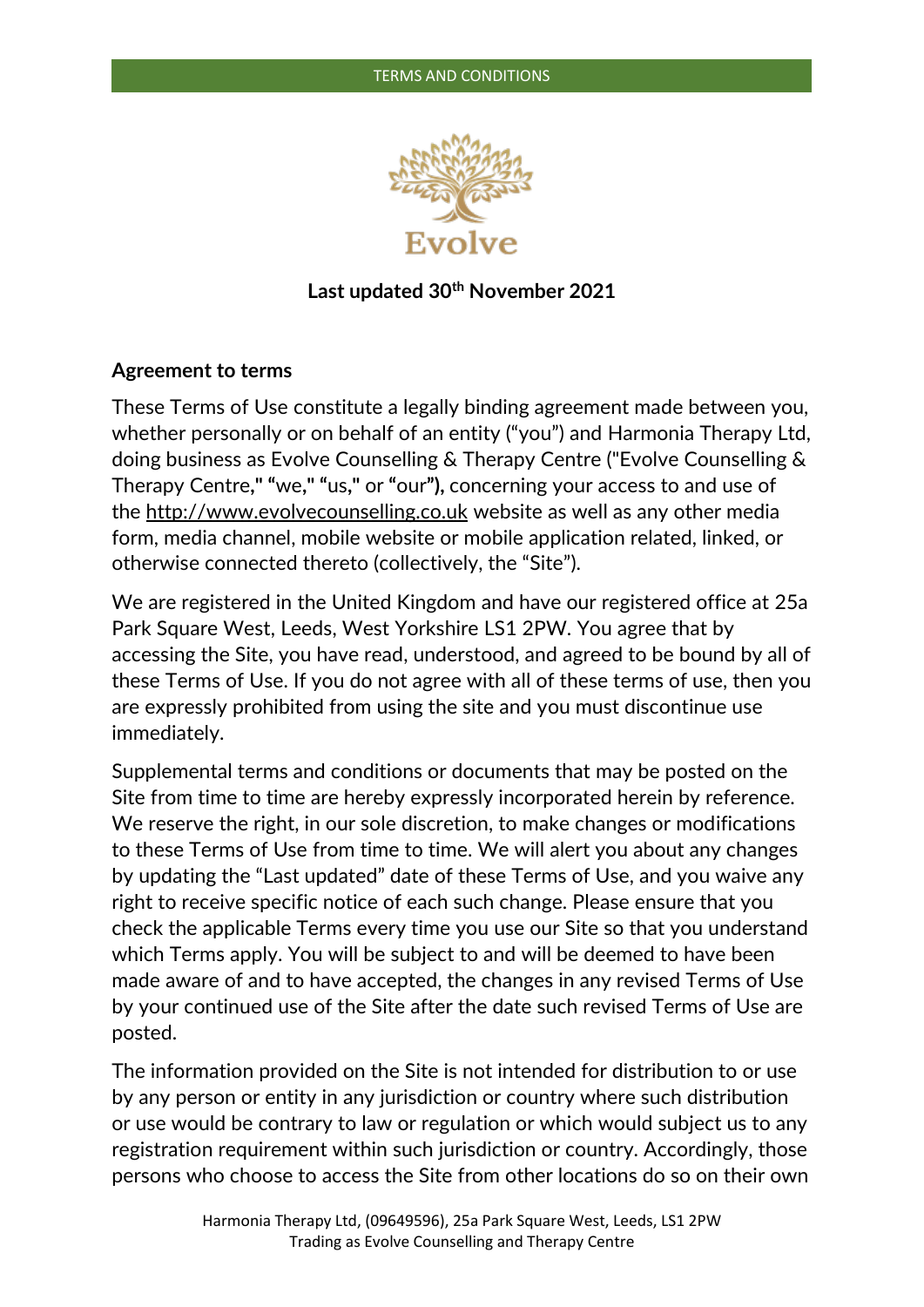**Last updated 30th November 2021**

## Agreement to terms

These Terms of Use constitute a legally binding agreement made between you, whether personally or on behalf of an entity ("you") and Harmonia Therapy Ltd, doing business as Evolve Counselling & Therapy Centre ("Evolve Counselling & Therapy Centre," "we," "us," or "our"), concerning your access to and use of the http://www.evolvecounselling.co.uk website as well as any other media form, media channel, mobile website or mobile application related, linked, or otherwise connected thereto (collectively, the "Site").

We are registered in the United Kingdom and have our registered office at 25a Park Square West, Leeds, West Yorkshire LS1 2PW. You agree that by accessing the Site, you have read, understood, and agreed to be bound by all of these Terms of Use. If you do not agree with all of these terms of use, then you are expressly prohibited from using the site and you must discontinue use immediately.

Supplemental terms and conditions or documents that may be posted on the Site from time to time are hereby expressly incorporated herein by reference. We reserve the right, in our sole discretion, to make changes or modifications to these Terms of Use from time to time. We will alert you about any changes by updating the "Last updated" date of these Terms of Use, and you waive any right to receive specific notice of each such change. Please ensure that you check the applicable Terms every time you use our Site so that you understand which Terms apply. You will be subject to and will be deemed to have been made aware of and to have accepted, the changes in any revised Terms of Use by your continued use of the Site after the date such revised Terms of Use are posted.

The information provided on the Site is not intended for distribution to or use by any person or entity in any jurisdiction or country where such distribution or use would be contrary to law or regulation or which would subject us to any registration requirement within such jurisdiction or country. Accordingly, those persons who choose to access the Site from other locations do so on their own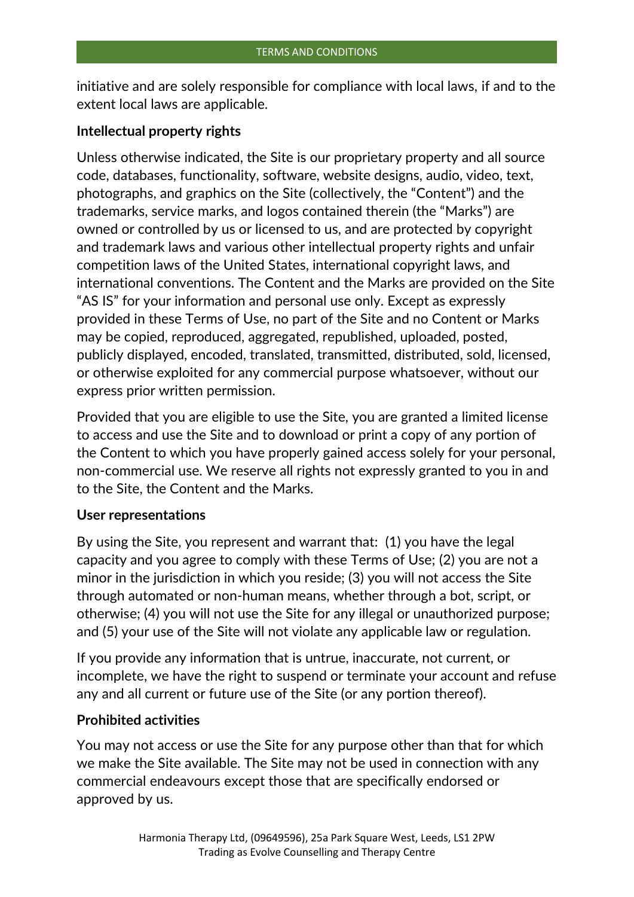initiative and are solely responsible for compliance with local laws, if and to the extent local laws are applicable.

**Intellectual property rights**

Unless otherwise indicated, the Site is our proprietary property and all source code, databases, functionality, software, website designs, audio, video, text, photographs, and graphics on the Site (collectively, the "Content") and the trademarks, service marks, and logos contained therein (the "Marks") are owned or controlled by us or licensed to us, and are protected by copyright and trademark laws and various other intellectual property rights and unfair competition laws of the United States, international copyright laws, and international conventions. The Content and the Marks are provided on the Site "AS IS" for your information and personal use only. Except as expressly provided in these Terms of Use, no part of the Site and no Content or Marks may be copied, reproduced, aggregated, republished, uploaded, posted, publicly displayed, encoded, translated, transmitted, distributed, sold, licensed, or otherwise exploited for any commercial purpose whatsoever, without our express prior written permission.

Provided that you are eligible to use the Site, you are granted a limited license to access and use the Site and to download or print a copy of any portion of the Content to which you have properly gained access solely for your personal, non-commercial use. We reserve all rights not expressly granted to you in and to the Site, the Content and the Marks.

**User representations**

By using the Site, you represent and warrant that: (1) you have the legal capacity and you agree to comply with these Terms of Use; (2) you are not a minor in the jurisdiction in which you reside; (3) you will not access the Site through automated or non-human means, whether through a bot, script, or otherwise; (4) you will not use the Site for any illegal or unauthorized purpose; and (5) your use of the Site will not violate any applicable law or regulation.

If you provide any information that is untrue, inaccurate, not current, or incomplete, we have the right to suspend or terminate your account and refuse any and all current or future use of the Site (or any portion thereof).

**Prohibited activities**

You may not access or use the Site for any purpose other than that for which we make the Site available. The Site may not be used in connection with any commercial endeavours except those that are specifically endorsed or approved by us.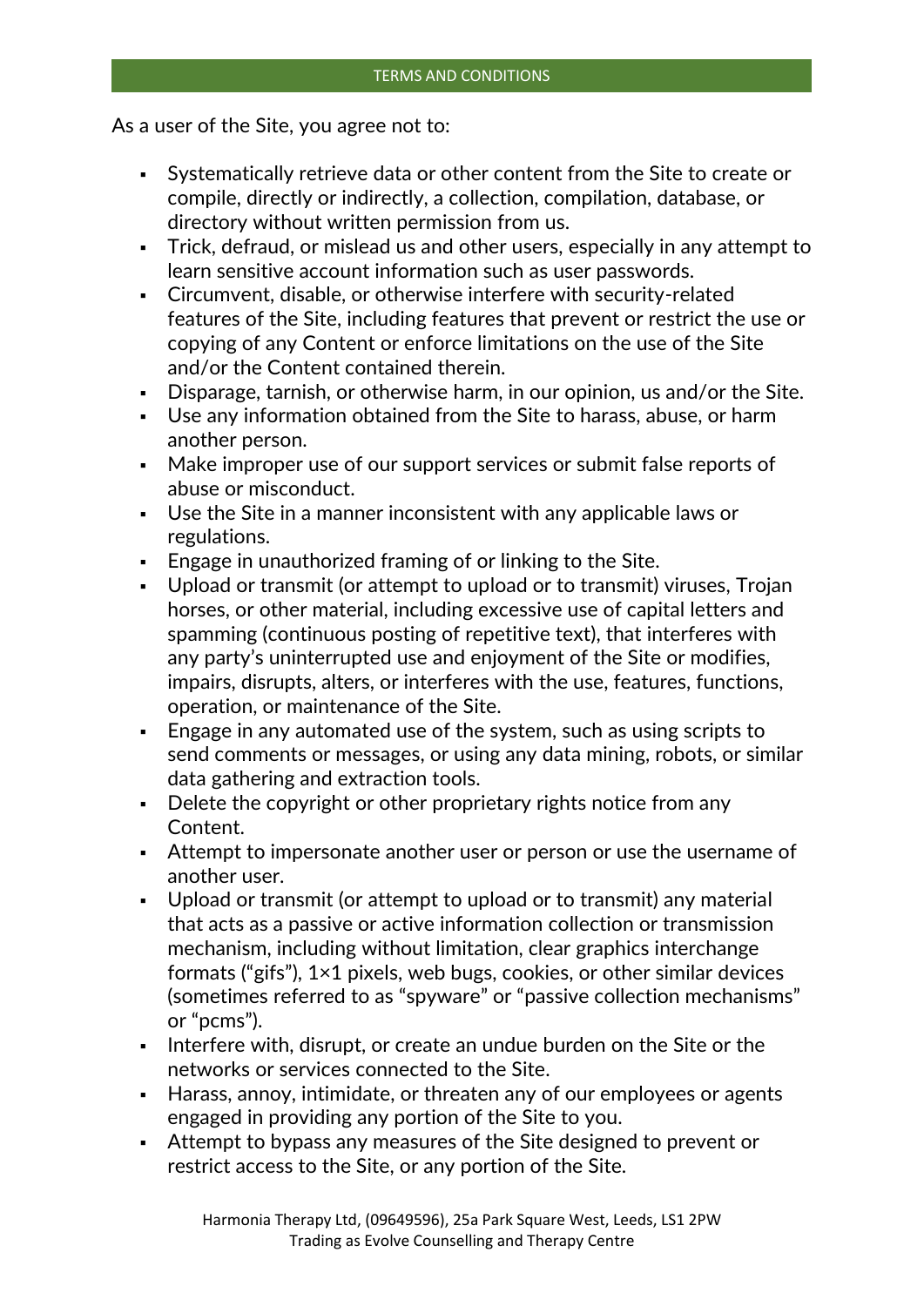As a user of the Site, you agree not to:

- Systematically retrieve data or other content from the Site to create or compile, directly or indirectly, a collection, compilation, database, or directory without written permission from us.
- Trick, defraud, or mislead us and other users, especially in any attempt to learn sensitive account information such as user passwords.
- Circumvent, disable, or otherwise interfere with security-related features of the Site, including features that prevent or restrict the use or copying of any Content or enforce limitations on the use of the Site and/or the Content contained therein.
- Disparage, tarnish, or otherwise harm, in our opinion, us and/or the Site.
- Use any information obtained from the Site to harass, abuse, or harm another person.
- Make improper use of our support services or submit false reports of abuse or misconduct.
- Use the Site in a manner inconsistent with any applicable laws or regulations.
- Engage in unauthorized framing of or linking to the Site.
- Upload or transmit (or attempt to upload or to transmit) viruses, Trojan horses, or other material, including excessive use of capital letters and spamming (continuous posting of repetitive text), that interferes with any party's uninterrupted use and enjoyment of the Site or modifies, impairs, disrupts, alters, or interferes with the use, features, functions, operation, or maintenance of the Site.
- Engage in any automated use of the system, such as using scripts to send comments or messages, or using any data mining, robots, or similar data gathering and extraction tools.
- Delete the copyright or other proprietary rights notice from any Content.
- Attempt to impersonate another user or person or use the username of another user.
- Upload or transmit (or attempt to upload or to transmit) any material that acts as a passive or active information collection or transmission mechanism, including without limitation, clear graphics interchange formats ("gifs"), 1×1 pixels, web bugs, cookies, or other similar devices (sometimes referred to as "spyware" or "passive collection mechanisms" or "pcms").
- Interfere with, disrupt, or create an undue burden on the Site or the networks or services connected to the Site.
- Harass, annoy, intimidate, or threaten any of our employees or agents engaged in providing any portion of the Site to you.
- Attempt to bypass any measures of the Site designed to prevent or restrict access to the Site, or any portion of the Site.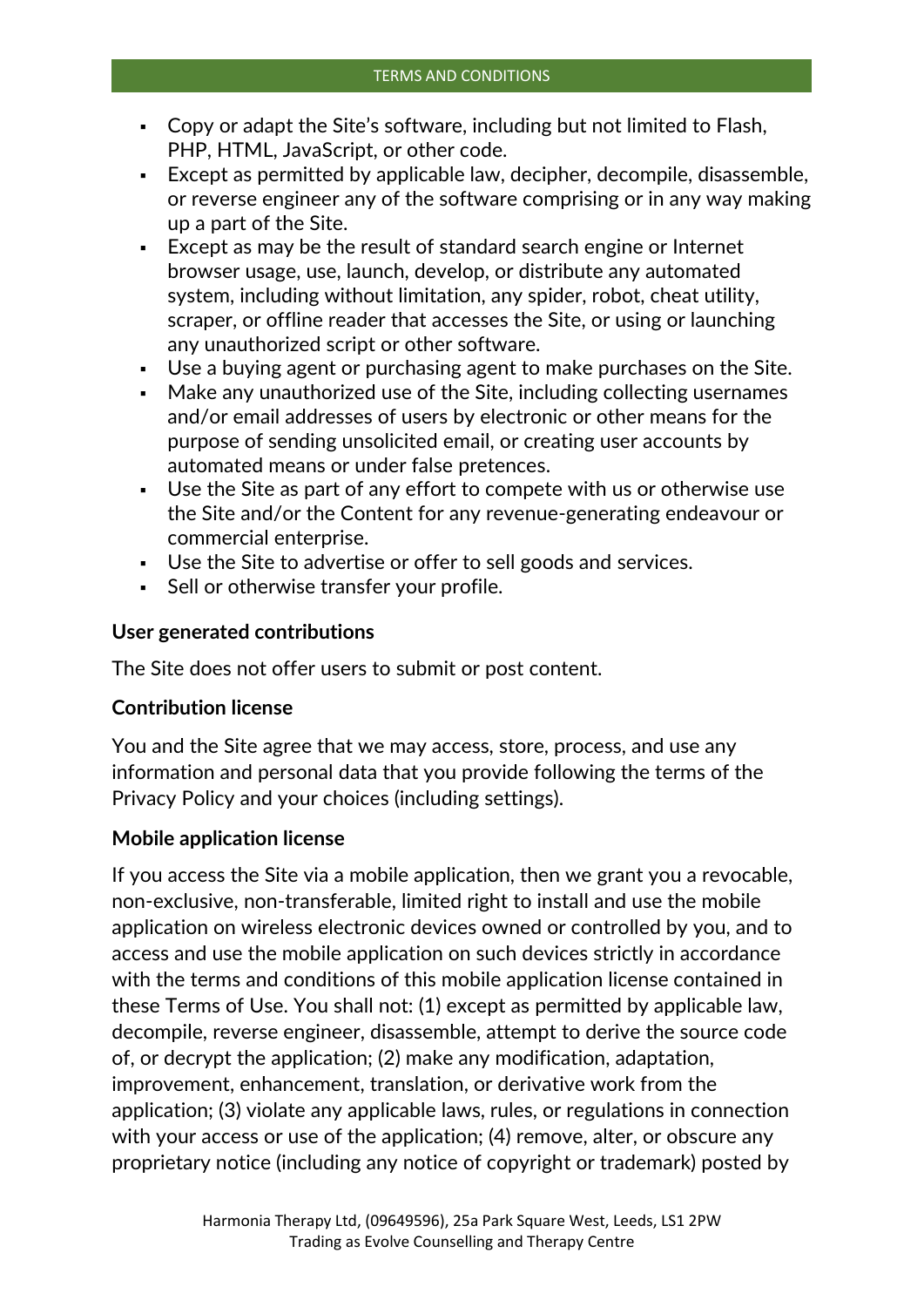- Copy or adapt the Site's software, including but not limited to Flash, PHP, HTML, JavaScript, or other code.
- Except as permitted by applicable law, decipher, decompile, disassemble, or reverse engineer any of the software comprising or in any way making up a part of the Site.
- Except as may be the result of standard search engine or Internet browser usage, use, launch, develop, or distribute any automated system, including without limitation, any spider, robot, cheat utility, scraper, or offline reader that accesses the Site, or using or launching any unauthorized script or other software.
- Use a buying agent or purchasing agent to make purchases on the Site.
- Make any unauthorized use of the Site, including collecting usernames and/or email addresses of users by electronic or other means for the purpose of sending unsolicited email, or creating user accounts by automated means or under false pretences.
- Use the Site as part of any effort to compete with us or otherwise use the Site and/or the Content for any revenue-generating endeavour or commercial enterprise.
- Use the Site to advertise or offer to sell goods and services.
- Sell or otherwise transfer your profile.

**User generated contributions**

The Site does not offer users to submit or post content.

**Contribution license**

You and the Site agree that we may access, store, process, and use any information and personal data that you provide following the terms of the Privacy Policy and your choices (including settings).

**Mobile application license**

If you access the Site via a mobile application, then we grant you a revocable, non-exclusive, non-transferable, limited right to install and use the mobile application on wireless electronic devices owned or controlled by you, and to access and use the mobile application on such devices strictly in accordance with the terms and conditions of this mobile application license contained in these Terms of Use. You shall not: (1) except as permitted by applicable law, decompile, reverse engineer, disassemble, attempt to derive the source code of, or decrypt the application; (2) make any modification, adaptation, improvement, enhancement, translation, or derivative work from the application; (3) violate any applicable laws, rules, or regulations in connection with your access or use of the application; (4) remove, alter, or obscure any proprietary notice (including any notice of copyright or trademark) posted by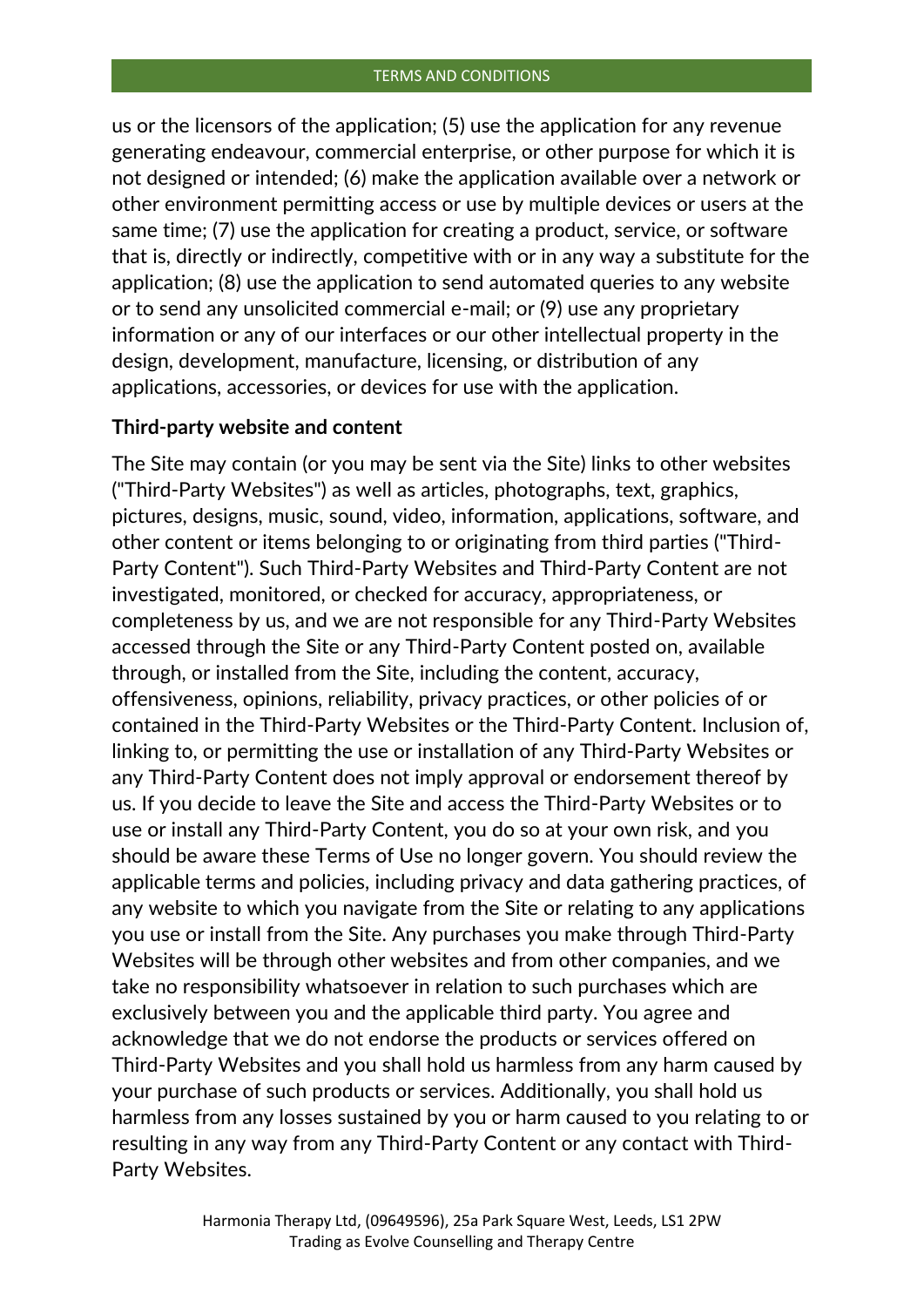us or the licensors of the application; (5) use the application for any revenue generating endeavour, commercial enterprise, or other purpose for which it is not designed or intended; (6) make the application available over a network or other environment permitting access or use by multiple devices or users at the same time; (7) use the application for creating a product, service, or software that is, directly or indirectly, competitive with or in any way a substitute for the application; (8) use the application to send automated queries to any website or to send any unsolicited commercial e-mail; or (9) use any proprietary information or any of our interfaces or our other intellectual property in the design, development, manufacture, licensing, or distribution of any applications, accessories, or devices for use with the application.

**Third-party website and content**

The Site may contain (or you may be sent via the Site) links to other websites ("Third-Party Websites") as well as articles, photographs, text, graphics, pictures, designs, music, sound, video, information, applications, software, and other content or items belonging to or originating from third parties ("Third-Party Content"). Such Third-Party Websites and Third-Party Content are not investigated, monitored, or checked for accuracy, appropriateness, or completeness by us, and we are not responsible for any Third-Party Websites accessed through the Site or any Third-Party Content posted on, available through, or installed from the Site, including the content, accuracy, offensiveness, opinions, reliability, privacy practices, or other policies of or contained in the Third-Party Websites or the Third-Party Content. Inclusion of, linking to, or permitting the use or installation of any Third-Party Websites or any Third-Party Content does not imply approval or endorsement thereof by us. If you decide to leave the Site and access the Third-Party Websites or to use or install any Third-Party Content, you do so at your own risk, and you should be aware these Terms of Use no longer govern. You should review the applicable terms and policies, including privacy and data gathering practices, of any website to which you navigate from the Site or relating to any applications you use or install from the Site. Any purchases you make through Third-Party Websites will be through other websites and from other companies, and we take no responsibility whatsoever in relation to such purchases which are exclusively between you and the applicable third party. You agree and acknowledge that we do not endorse the products or services offered on Third-Party Websites and you shall hold us harmless from any harm caused by your purchase of such products or services. Additionally, you shall hold us harmless from any losses sustained by you or harm caused to you relating to or resulting in any way from any Third-Party Content or any contact with Third-Party Websites.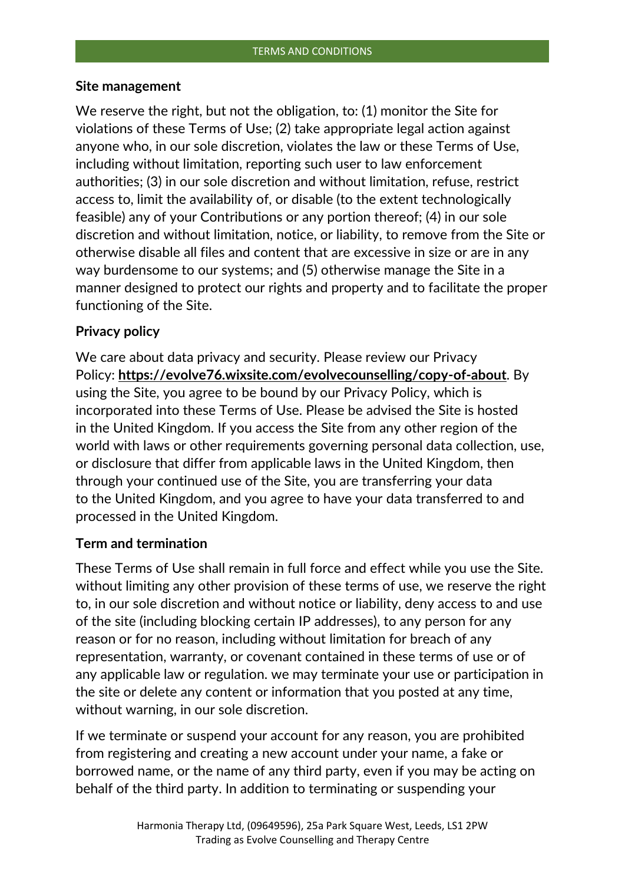**Site management**

We reserve the right, but not the obligation, to: (1) monitor the Site for violations of these Terms of Use; (2) take appropriate legal action against anyone who, in our sole discretion, violates the law or these Terms of Use, including without limitation, reporting such user to law enforcement authorities; (3) in our sole discretion and without limitation, refuse, restrict access to, limit the availability of, or disable (to the extent technologically feasible) any of your Contributions or any portion thereof; (4) in our sole discretion and without limitation, notice, or liability, to remove from the Site or otherwise disable all files and content that are excessive in size or are in any way burdensome to our systems; and (5) otherwise manage the Site in a manner designed to protect our rights and property and to facilitate the proper functioning of the Site.

**Privacy policy**

We care about data privacy and security. Please review our Privacy Policy: **https://evolve76.wixsite.com/evolvecounselling/copy-of-about**. By using the Site, you agree to be bound by our Privacy Policy, which is incorporated into these Terms of Use. Please be advised the Site is hosted in the United Kingdom. If you access the Site from any other region of the world with laws or other requirements governing personal data collection, use, or disclosure that differ from applicable laws in the United Kingdom, then through your continued use of the Site, you are transferring your data to the United Kingdom, and you agree to have your data transferred to and processed in the United Kingdom.

**Term and termination**

These Terms of Use shall remain in full force and effect while you use the Site. without limiting any other provision of these terms of use, we reserve the right to, in our sole discretion and without notice or liability, deny access to and use of the site (including blocking certain IP addresses), to any person for any reason or for no reason, including without limitation for breach of any representation, warranty, or covenant contained in these terms of use or of any applicable law or regulation. we may terminate your use or participation in the site or delete any content or information that you posted at any time, without warning, in our sole discretion.

If we terminate or suspend your account for any reason, you are prohibited from registering and creating a new account under your name, a fake or borrowed name, or the name of any third party, even if you may be acting on behalf of the third party. In addition to terminating or suspending your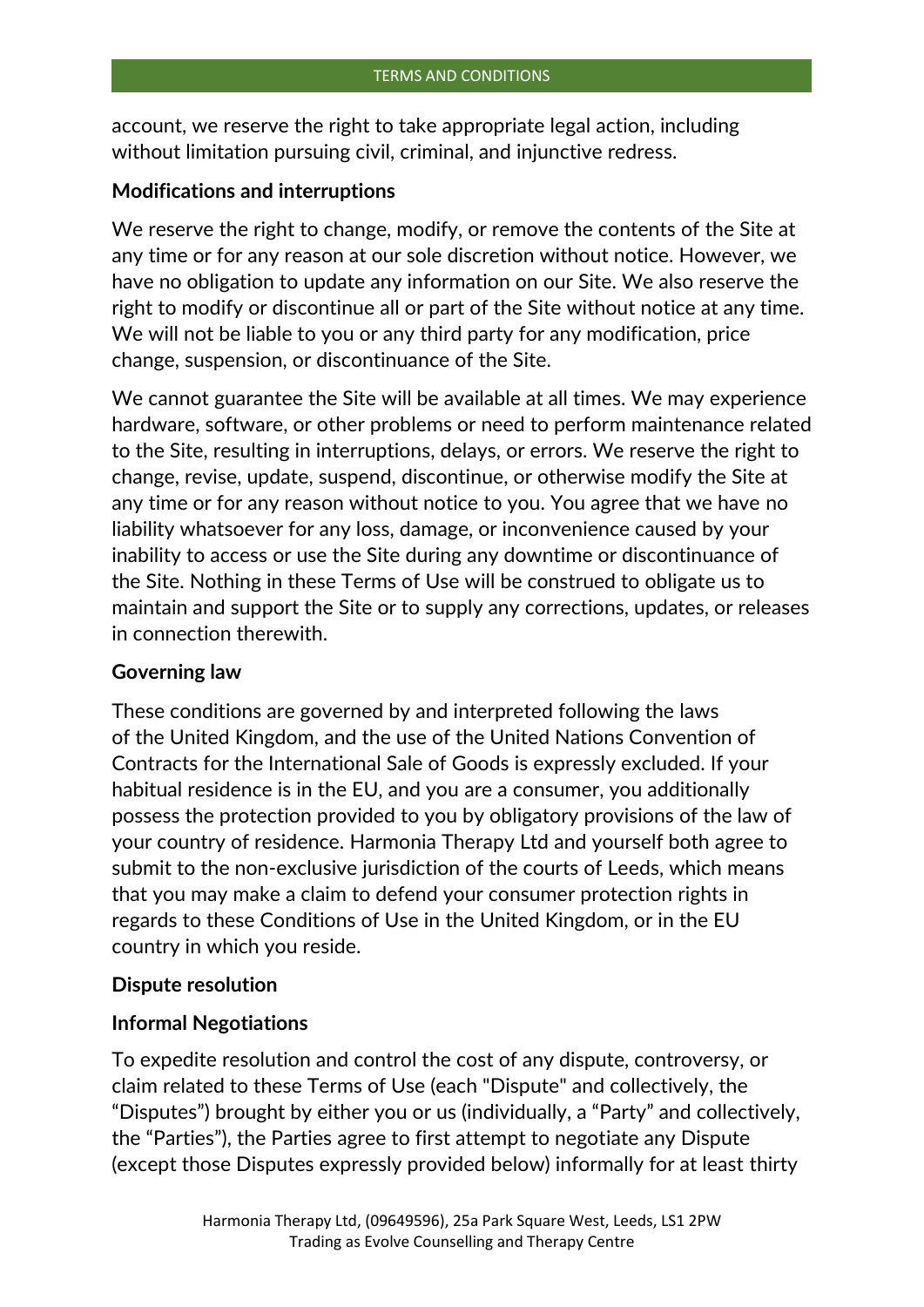account, we reserve the right to take appropriate legal action, including without limitation pursuing civil, criminal, and injunctive redress.

**Modifications and interruptions**

We reserve the right to change, modify, or remove the contents of the Site at any time or for any reason at our sole discretion without notice. However, we have no obligation to update any information on our Site. We also reserve the right to modify or discontinue all or part of the Site without notice at any time. We will not be liable to you or any third party for any modification, price change, suspension, or discontinuance of the Site.

We cannot guarantee the Site will be available at all times. We may experience hardware, software, or other problems or need to perform maintenance related to the Site, resulting in interruptions, delays, or errors. We reserve the right to change, revise, update, suspend, discontinue, or otherwise modify the Site at any time or for any reason without notice to you. You agree that we have no liability whatsoever for any loss, damage, or inconvenience caused by your inability to access or use the Site during any downtime or discontinuance of the Site. Nothing in these Terms of Use will be construed to obligate us to maintain and support the Site or to supply any corrections, updates, or releases in connection therewith.

**Governing law**

These conditions are governed by and interpreted following the laws of the United Kingdom, and the use of the United Nations Convention of Contracts for the International Sale of Goods is expressly excluded. If your habitual residence is in the EU, and you are a consumer, you additionally possess the protection provided to you by obligatory provisions of the law of your country of residence. Harmonia Therapy Ltd and yourself both agree to submit to the non-exclusive jurisdiction of the courts of Leeds, which means that you may make a claim to defend your consumer protection rights in regards to these Conditions of Use in the United Kingdom, or in the EU country in which you reside.

**Dispute resolution**

**Informal Negotiations**

To expedite resolution and control the cost of any dispute, controversy, or claim related to these Terms of Use (each "Dispute" and collectively, the “Disputes”) brought by either you or us (individually, a “Party” and collectively, the “Parties”), the Parties agree to first attempt to negotiate any Dispute (except those Disputes expressly provided below) informally for at least thirty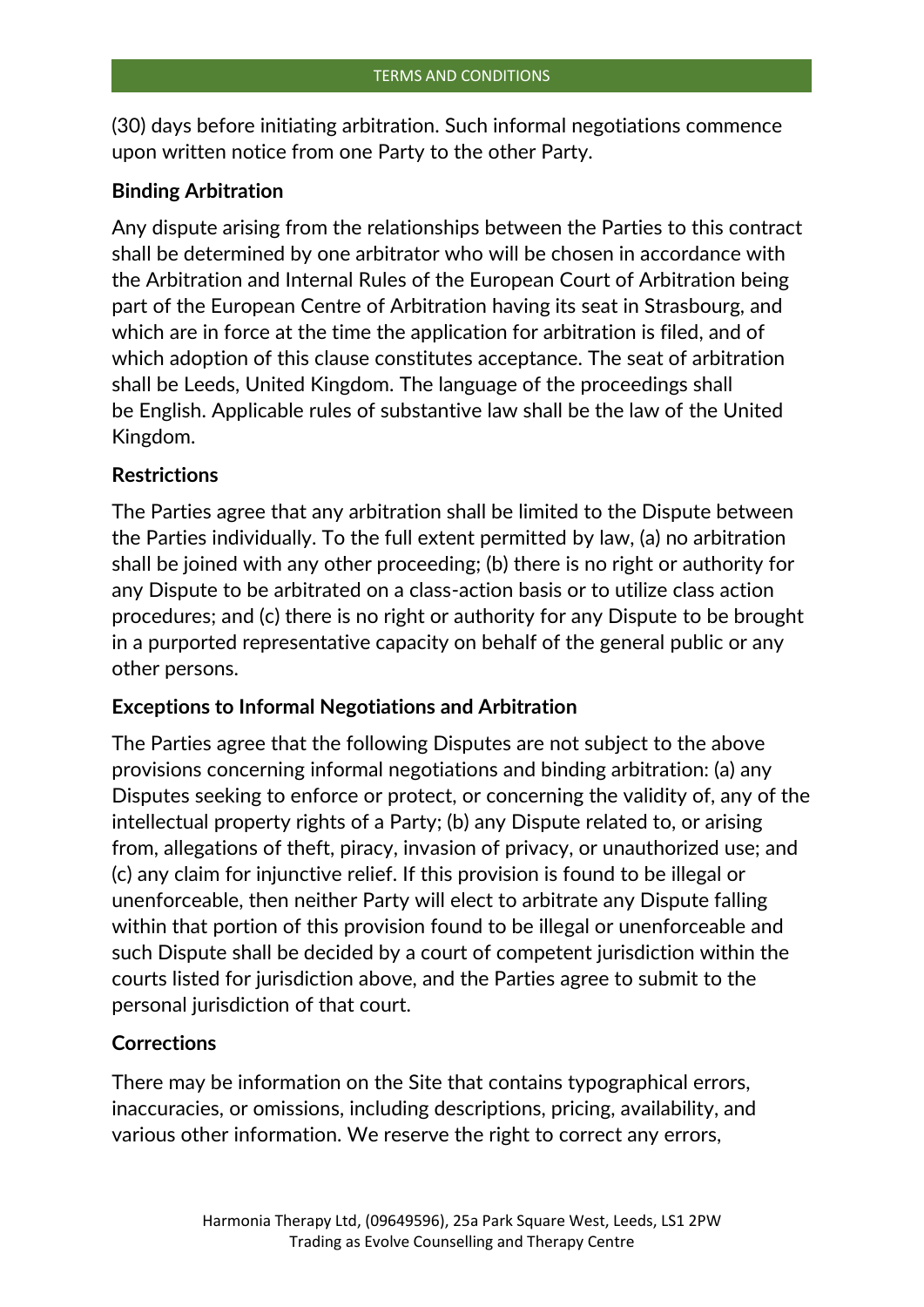(30) days before initiating arbitration. Such informal negotiations commence upon written notice from one Party to the other Party.

**Binding Arbitration**

Any dispute arising from the relationships between the Parties to this contract shall be determined by one arbitrator who will be chosen in accordance with the Arbitration and Internal Rules of the European Court of Arbitration being part of the European Centre of Arbitration having its seat in Strasbourg, and which are in force at the time the application for arbitration is filed, and of which adoption of this clause constitutes acceptance. The seat of arbitration shall be Leeds, United Kingdom. The language of the proceedings shall be English. Applicable rules of substantive law shall be the law of the United Kingdom.

**Restrictions**

The Parties agree that any arbitration shall be limited to the Dispute between the Parties individually. To the full extent permitted by law, (a) no arbitration shall be joined with any other proceeding; (b) there is no right or authority for any Dispute to be arbitrated on a class-action basis or to utilize class action procedures; and (c) there is no right or authority for any Dispute to be brought in a purported representative capacity on behalf of the general public or any other persons.

**Exceptions to Informal Negotiations and Arbitration**

The Parties agree that the following Disputes are not subject to the above provisions concerning informal negotiations and binding arbitration: (a) any Disputes seeking to enforce or protect, or concerning the validity of, any of the intellectual property rights of a Party; (b) any Dispute related to, or arising from, allegations of theft, piracy, invasion of privacy, or unauthorized use; and (c) any claim for injunctive relief. If this provision is found to be illegal or unenforceable, then neither Party will elect to arbitrate any Dispute falling within that portion of this provision found to be illegal or unenforceable and such Dispute shall be decided by a court of competent jurisdiction within the courts listed for jurisdiction above, and the Parties agree to submit to the personal jurisdiction of that court.

**Corrections**

There may be information on the Site that contains typographical errors, inaccuracies, or omissions, including descriptions, pricing, availability, and various other information. We reserve the right to correct any errors,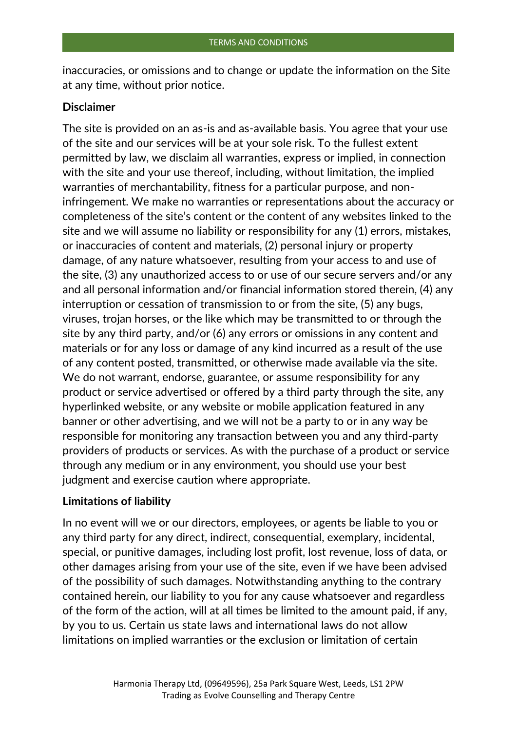inaccuracies, or omissions and to change or update the information on the Site at any time, without prior notice.

**Disclaimer**

The site is provided on an as-is and as-available basis. You agree that your use of the site and our services will be at your sole risk. To the fullest extent permitted by law, we disclaim all warranties, express or implied, in connection with the site and your use thereof, including, without limitation, the implied warranties of merchantability, fitness for a particular purpose, and non-infringement. We make no warranties or representations about the accuracy or completeness of the site's content or the content of any websites linked to the site and we will assume no liability or responsibility for any (1) errors, mistakes, or inaccuracies of content and materials, (2) personal injury or property damage, of any nature whatsoever, resulting from your access to and use of the site, (3) any unauthorized access to or use of our secure servers and/or any and all personal information and/or financial information stored therein, (4) any interruption or cessation of transmission to or from the site, (5) any bugs, viruses, trojan horses, or the like which may be transmitted to or through the site by any third party, and/or (6) any errors or omissions in any content and materials or for any loss or damage of any kind incurred as a result of the use of any content posted, transmitted, or otherwise made available via the site. We do not warrant, endorse, guarantee, or assume responsibility for any product or service advertised or offered by a third party through the site, any hyperlinked website, or any website or mobile application featured in any banner or other advertising, and we will not be a party to or in any way be responsible for monitoring any transaction between you and any third-party providers of products or services. As with the purchase of a product or service through any medium or in any environment, you should use your best judgment and exercise caution where appropriate.

**Limitations of liability**

In no event will we or our directors, employees, or agents be liable to you or any third party for any direct, indirect, consequential, exemplary, incidental, special, or punitive damages, including lost profit, lost revenue, loss of data, or other damages arising from your use of the site, even if we have been advised of the possibility of such damages. Notwithstanding anything to the contrary contained herein, our liability to you for any cause whatsoever and regardless of the form of the action, will at all times be limited to the amount paid, if any, by you to us. Certain us state laws and international laws do not allow limitations on implied warranties or the exclusion or limitation of certain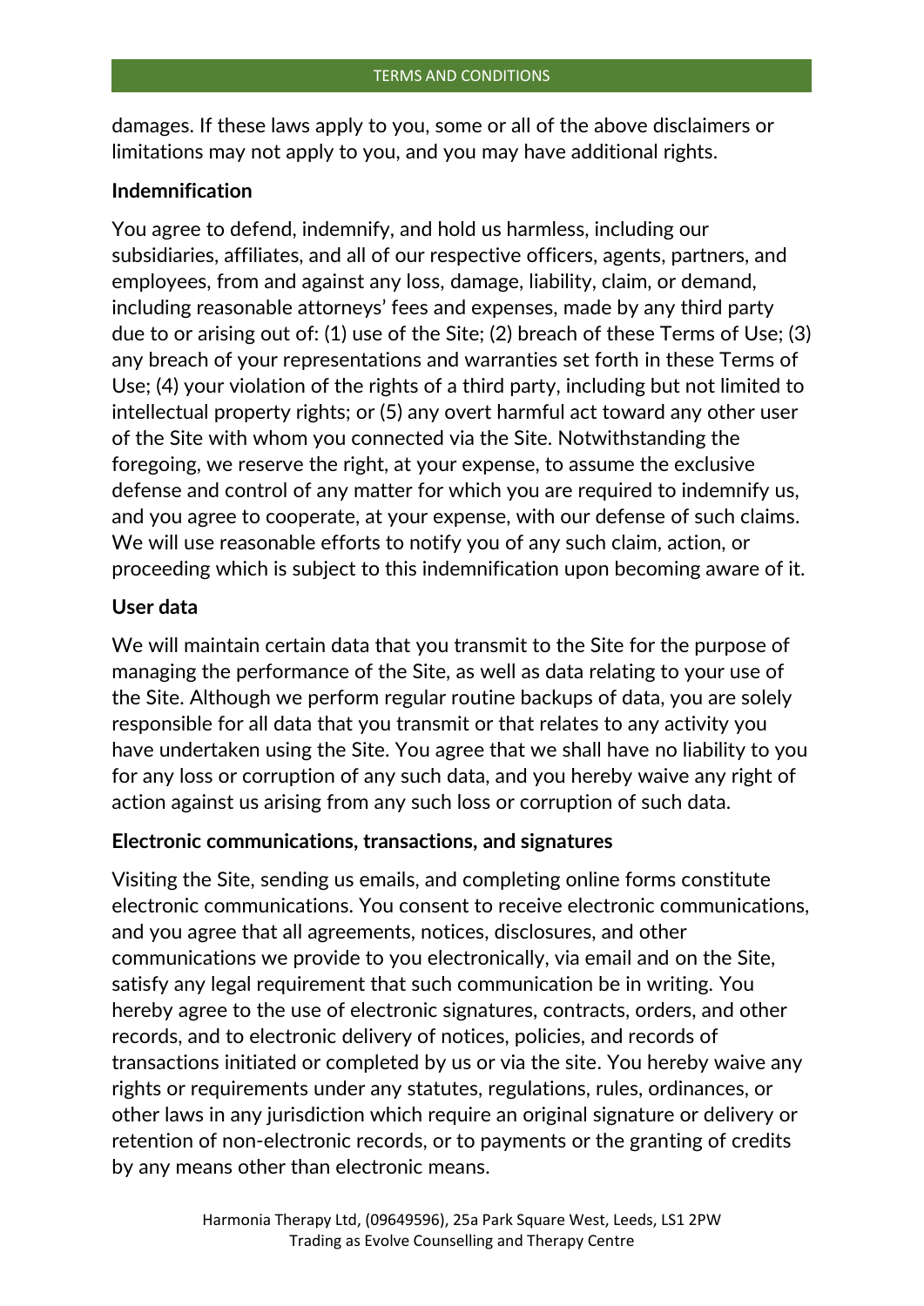damages. If these laws apply to you, some or all of the above disclaimers or limitations may not apply to you, and you may have additional rights.

**Indemnification**

You agree to defend, indemnify, and hold us harmless, including our subsidiaries, affiliates, and all of our respective officers, agents, partners, and employees, from and against any loss, damage, liability, claim, or demand, including reasonable attorneys' fees and expenses, made by any third party due to or arising out of: (1) use of the Site; (2) breach of these Terms of Use; (3) any breach of your representations and warranties set forth in these Terms of Use; (4) your violation of the rights of a third party, including but not limited to intellectual property rights; or (5) any overt harmful act toward any other user of the Site with whom you connected via the Site. Notwithstanding the foregoing, we reserve the right, at your expense, to assume the exclusive defense and control of any matter for which you are required to indemnify us, and you agree to cooperate, at your expense, with our defense of such claims. We will use reasonable efforts to notify you of any such claim, action, or proceeding which is subject to this indemnification upon becoming aware of it.

**User data**

We will maintain certain data that you transmit to the Site for the purpose of managing the performance of the Site, as well as data relating to your use of the Site. Although we perform regular routine backups of data, you are solely responsible for all data that you transmit or that relates to any activity you have undertaken using the Site. You agree that we shall have no liability to you for any loss or corruption of any such data, and you hereby waive any right of action against us arising from any such loss or corruption of such data.

**Electronic communications, transactions, and signatures**

Visiting the Site, sending us emails, and completing online forms constitute electronic communications. You consent to receive electronic communications, and you agree that all agreements, notices, disclosures, and other communications we provide to you electronically, via email and on the Site, satisfy any legal requirement that such communication be in writing. You hereby agree to the use of electronic signatures, contracts, orders, and other records, and to electronic delivery of notices, policies, and records of transactions initiated or completed by us or via the site. You hereby waive any rights or requirements under any statutes, regulations, rules, ordinances, or other laws in any jurisdiction which require an original signature or delivery or retention of non-electronic records, or to payments or the granting of credits by any means other than electronic means.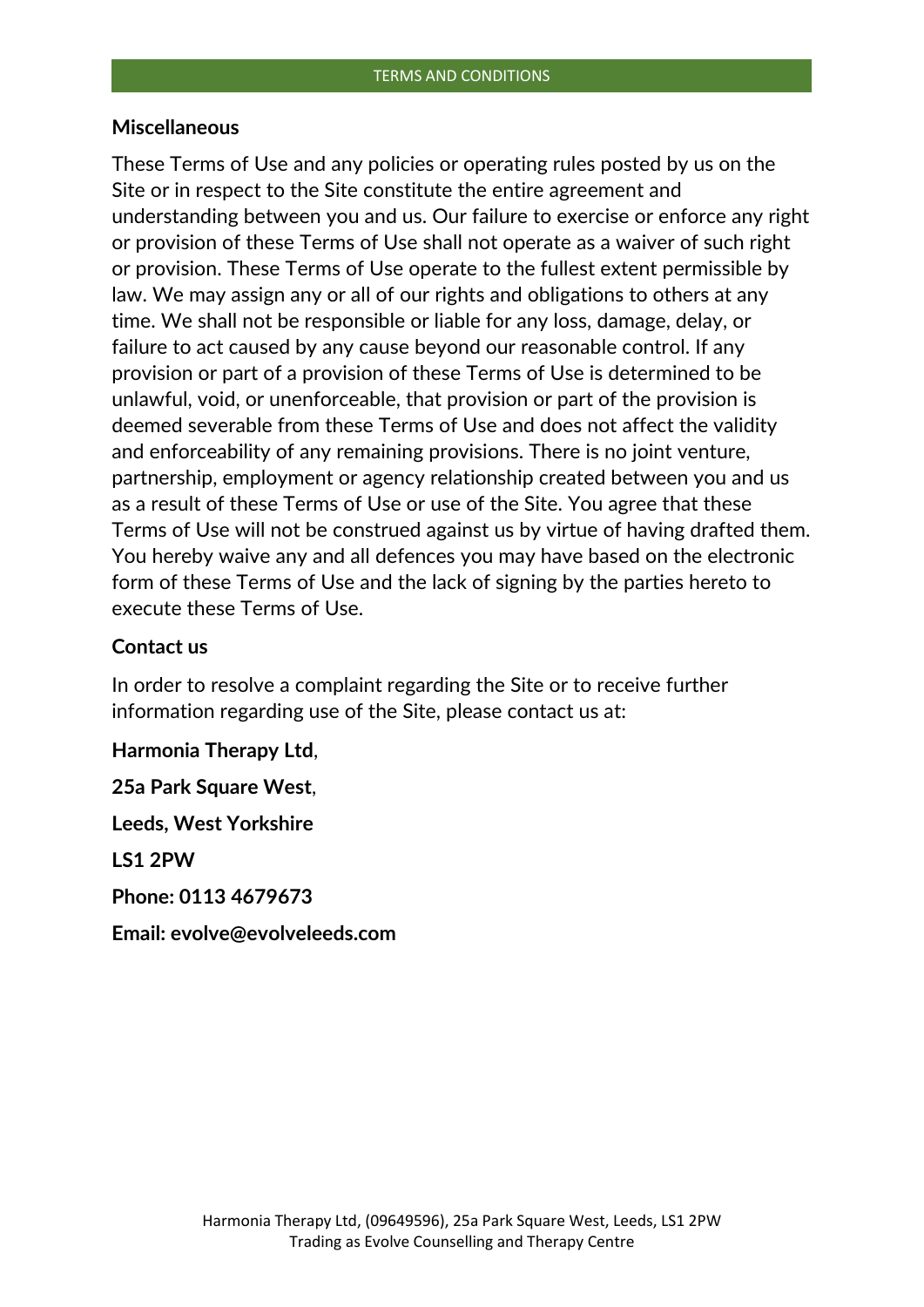## Miscellaneous

These Terms of Use and any policies or operating rules posted by us on the Site or in respect to the Site constitute the entire agreement and understanding between you and us. Our failure to exercise or enforce any right or provision of these Terms of Use shall not operate as a waiver of such right or provision. These Terms of Use operate to the fullest extent permissible by law. We may assign any or all of our rights and obligations to others at any time. We shall not be responsible or liable for any loss, damage, delay, or failure to act caused by any cause beyond our reasonable control. If any provision or part of a provision of these Terms of Use is determined to be unlawful, void, or unenforceable, that provision or part of the provision is deemed severable from these Terms of Use and does not affect the validity and enforceability of any remaining provisions. There is no joint venture, partnership, employment or agency relationship created between you and us as a result of these Terms of Use or use of the Site. You agree that these Terms of Use will not be construed against us by virtue of having drafted them. You hereby waive any and all defences you may have based on the electronic form of these Terms of Use and the lack of signing by the parties hereto to execute these Terms of Use.

## Contact us

In order to resolve a complaint regarding the Site or to receive further information regarding use of the Site, please contact us at:

**Harmonia Therapy Ltd**,

**25a Park Square West**,

**Leeds, West Yorkshire**

**LS1 2PW**

**Phone: 0113 4679673**

**Email: evolve@evolveleeds.com**

Harmonia Therapy Ltd, (09649596), 25a Park Square West, Leeds, LS1 2PW
Trading as Evolve Counselling and Therapy Centre